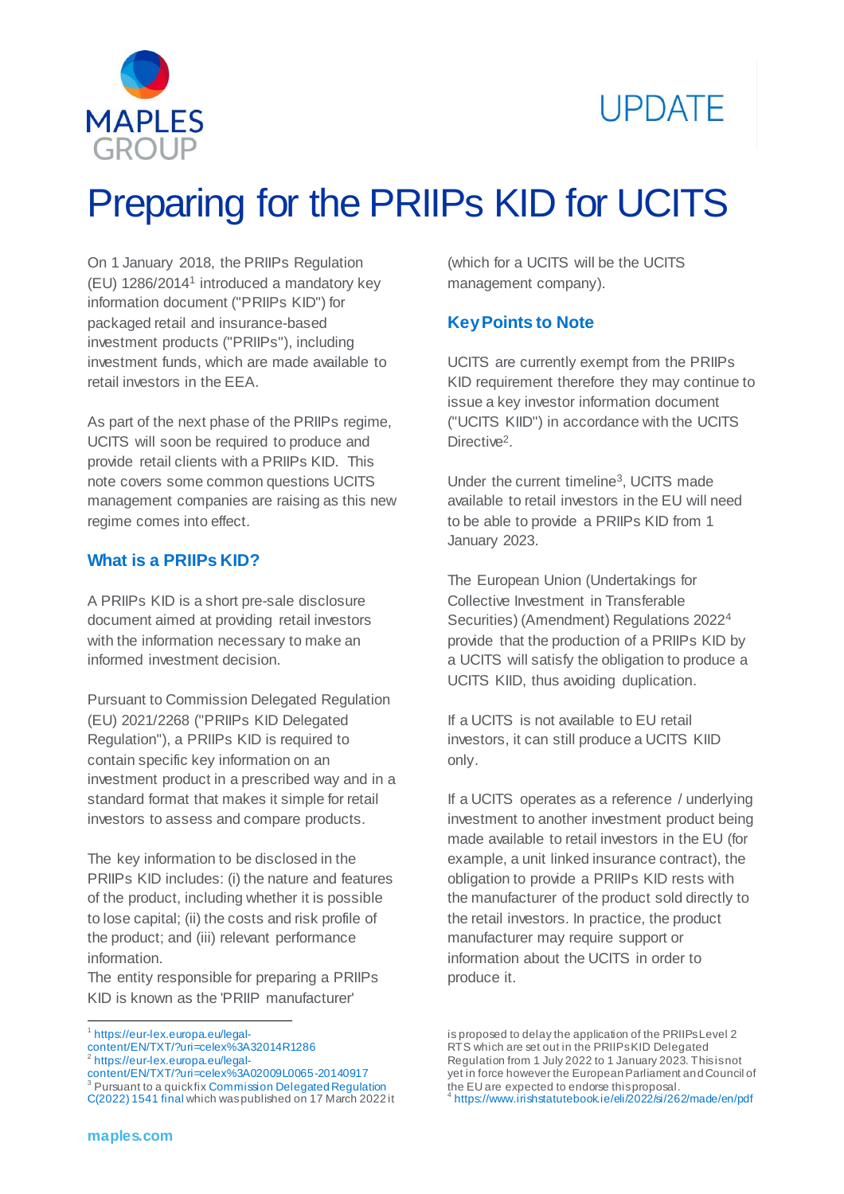# Preparing for the PRIIPs KID for UCITS

On 1 January 2018, the PRIIPs Regulation (EU) 1286/2014[1] introduced a mandatory key information document ("PRIIPs KID") for packaged retail and insurance-based investment products ("PRIIPs"), including investment funds, which are made available to retail investors in the EEA.

As part of the next phase of the PRIIPs regime, UCITS will soon be required to produce and provide retail clients with a PRIIPs KID. This note covers some common questions UCITS management companies are raising as this new regime comes into effect.

## What is a PRIIPs KID?

A PRIIPs KID is a short pre-sale disclosure document aimed at providing retail investors with the information necessary to make an informed investment decision.

Pursuant to Commission Delegated Regulation (EU) 2021/2268 ("PRIIPs KID Delegated Regulation"), a PRIIPs KID is required to contain specific key information on an investment product in a prescribed way and in a standard format that makes it simple for retail investors to assess and compare products.

The key information to be disclosed in the PRIIPs KID includes: (i) the nature and features of the product, including whether it is possible to lose capital; (ii) the costs and risk profile of the product; and (iii) relevant performance information.

The entity responsible for preparing a PRIIPs KID is known as the 'PRIIP manufacturer' (which for a UCITS will be the UCITS management company).

## Key Points to Note

UCITS are currently exempt from the PRIIPs KID requirement therefore they may continue to issue a key investor information document ("UCITS KIID") in accordance with the UCITS Directive[2].

Under the current timeline[3], UCITS made available to retail investors in the EU will need to be able to provide a PRIIPs KID from 1 January 2023.

The European Union (Undertakings for Collective Investment in Transferable Securities) (Amendment) Regulations 2022[4] provide that the production of a PRIIPs KID by a UCITS will satisfy the obligation to produce a UCITS KIID, thus avoiding duplication.

If a UCITS is not available to EU retail investors, it can still produce a UCITS KIID only.

If a UCITS operates as a reference / underlying investment to another investment product being made available to retail investors in the EU (for example, a unit linked insurance contract), the obligation to provide a PRIIPs KID rests with the manufacturer of the product sold directly to the retail investors. In practice, the product manufacturer may require support or information about the UCITS in order to produce it.

---

[1] https://eur-lex.europa.eu/legal-content/EN/TXT/?uri=celex%3A32014R1286

[2] https://eur-lex.europa.eu/legal-content/EN/TXT/?uri=celex%3A02009L0065-20140917

[3] Pursuant to a quickfix Commission Delegated Regulation C(2022) 1541 final which was published on 17 March 2022 it is proposed to delay the application of the PRIIPs Level 2 RTS which are set out in the PRIIPs KID Delegated Regulation from 1 July 2022 to 1 January 2023. This is not yet in force however the European Parliament and Council of the EU are expected to endorse this proposal.

[4] https://www.irishstatutebook.ie/eli/2022/si/262/made/en/pdf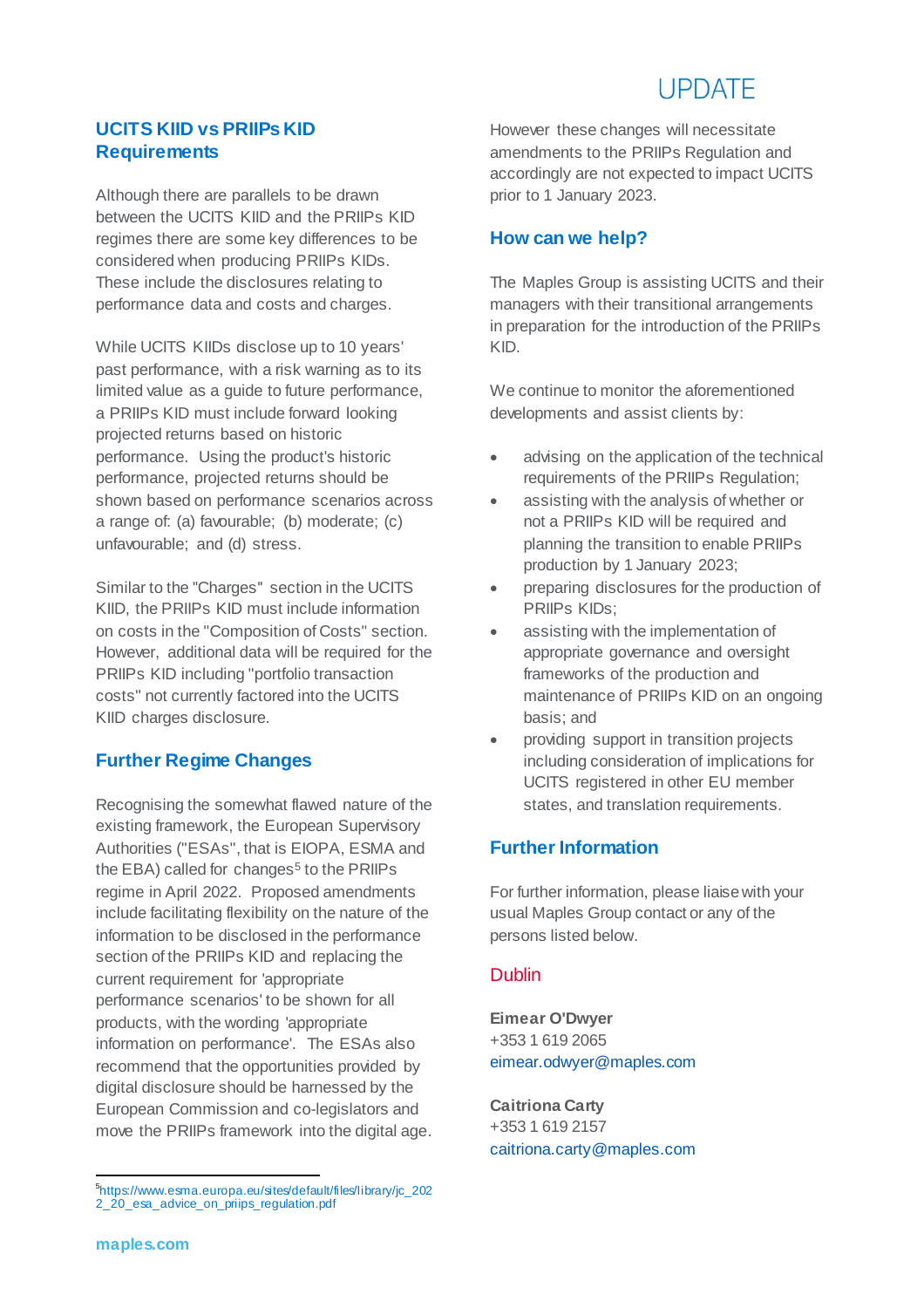## UCITS KIID vs PRIIPs KID Requirements

Although there are parallels to be drawn between the UCITS KIID and the PRIIPs KID regimes there are some key differences to be considered when producing PRIIPs KIDs. These include the disclosures relating to performance data and costs and charges.

While UCITS KIIDs disclose up to 10 years' past performance, with a risk warning as to its limited value as a guide to future performance, a PRIIPs KID must include forward looking projected returns based on historic performance. Using the product's historic performance, projected returns should be shown based on performance scenarios across a range of: (a) favourable; (b) moderate; (c) unfavourable; and (d) stress.

Similar to the "Charges" section in the UCITS KIID, the PRIIPs KID must include information on costs in the "Composition of Costs" section. However, additional data will be required for the PRIIPs KID including "portfolio transaction costs" not currently factored into the UCITS KIID charges disclosure.

## Further Regime Changes

Recognising the somewhat flawed nature of the existing framework, the European Supervisory Authorities ("ESAs", that is EIOPA, ESMA and the EBA) called for changes[5] to the PRIIPs regime in April 2022. Proposed amendments include facilitating flexibility on the nature of the information to be disclosed in the performance section of the PRIIPs KID and replacing the current requirement for 'appropriate performance scenarios' to be shown for all products, with the wording 'appropriate information on performance'. The ESAs also recommend that the opportunities provided by digital disclosure should be harnessed by the European Commission and co-legislators and move the PRIIPs framework into the digital age.

However these changes will necessitate amendments to the PRIIPs Regulation and accordingly are not expected to impact UCITS prior to 1 January 2023.

## How can we help?

The Maples Group is assisting UCITS and their managers with their transitional arrangements in preparation for the introduction of the PRIIPs KID.

We continue to monitor the aforementioned developments and assist clients by:

- advising on the application of the technical requirements of the PRIIPs Regulation;
- assisting with the analysis of whether or not a PRIIPs KID will be required and planning the transition to enable PRIIPs production by 1 January 2023;
- preparing disclosures for the production of PRIIPs KIDs;
- assisting with the implementation of appropriate governance and oversight frameworks of the production and maintenance of PRIIPs KID on an ongoing basis; and
- providing support in transition projects including consideration of implications for UCITS registered in other EU member states, and translation requirements.

## Further Information

For further information, please liaise with your usual Maples Group contact or any of the persons listed below.

### Dublin

**Eimear O'Dwyer**
+353 1 619 2065
eimear.odwyer@maples.com

**Caitriona Carty**
+353 1 619 2157
caitriona.carty@maples.com

---

[5] https://www.esma.europa.eu/sites/default/files/library/jc_2022_20_esa_advice_on_priips_regulation.pdf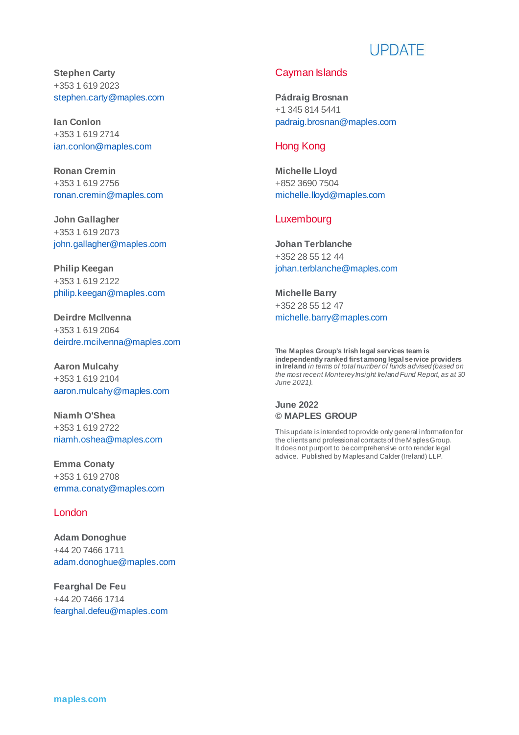**Stephen Carty**
+353 1 619 2023
stephen.carty@maples.com

**Ian Conlon**
+353 1 619 2714
ian.conlon@maples.com

**Ronan Cremin**
+353 1 619 2756
ronan.cremin@maples.com

**John Gallagher**
+353 1 619 2073
john.gallagher@maples.com

**Philip Keegan**
+353 1 619 2122
philip.keegan@maples.com

**Deirdre McIlvenna**
+353 1 619 2064
deirdre.mcilvenna@maples.com

**Aaron Mulcahy**
+353 1 619 2104
aaron.mulcahy@maples.com

**Niamh O'Shea**
+353 1 619 2722
niamh.oshea@maples.com

**Emma Conaty**
+353 1 619 2708
emma.conaty@maples.com

## London

**Adam Donoghue**
+44 20 7466 1711
adam.donoghue@maples.com

**Fearghal De Feu**
+44 20 7466 1714
fearghal.defeu@maples.com

## Cayman Islands

**Pádraig Brosnan**
+1 345 814 5441
padraig.brosnan@maples.com

## Hong Kong

**Michelle Lloyd**
+852 3690 7504
michelle.lloyd@maples.com

## Luxembourg

**Johan Terblanche**
+352 28 55 12 44
johan.terblanche@maples.com

**Michelle Barry**
+352 28 55 12 47
michelle.barry@maples.com

**The Maples Group's Irish legal services team is independently ranked first among legal service providers in Ireland** *in terms of total number of funds advised (based on the most recent Monterey Insight Ireland Fund Report, as at 30 June 2021).*

**June 2022**
**© MAPLES GROUP**

This update is intended to provide only general information for the clients and professional contacts of the Maples Group. It does not purport to be comprehensive or to render legal advice. Published by Maples and Calder (Ireland) LLP.